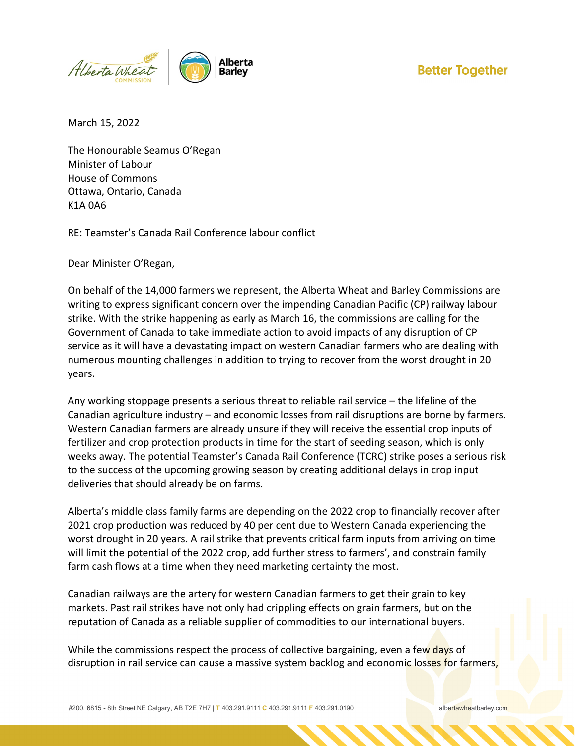Alberta Wheat Commission | Alberta Barley

**Better Together**

March 15, 2022

The Honourable Seamus O'Regan
Minister of Labour
House of Commons
Ottawa, Ontario, Canada
K1A 0A6

RE: Teamster's Canada Rail Conference labour conflict

Dear Minister O'Regan,

On behalf of the 14,000 farmers we represent, the Alberta Wheat and Barley Commissions are writing to express significant concern over the impending Canadian Pacific (CP) railway labour strike. With the strike happening as early as March 16, the commissions are calling for the Government of Canada to take immediate action to avoid impacts of any disruption of CP service as it will have a devastating impact on western Canadian farmers who are dealing with numerous mounting challenges in addition to trying to recover from the worst drought in 20 years.

Any working stoppage presents a serious threat to reliable rail service – the lifeline of the Canadian agriculture industry – and economic losses from rail disruptions are borne by farmers. Western Canadian farmers are already unsure if they will receive the essential crop inputs of fertilizer and crop protection products in time for the start of seeding season, which is only weeks away. The potential Teamster's Canada Rail Conference (TCRC) strike poses a serious risk to the success of the upcoming growing season by creating additional delays in crop input deliveries that should already be on farms.

Alberta's middle class family farms are depending on the 2022 crop to financially recover after 2021 crop production was reduced by 40 per cent due to Western Canada experiencing the worst drought in 20 years. A rail strike that prevents critical farm inputs from arriving on time will limit the potential of the 2022 crop, add further stress to farmers', and constrain family farm cash flows at a time when they need marketing certainty the most.

Canadian railways are the artery for western Canadian farmers to get their grain to key markets. Past rail strikes have not only had crippling effects on grain farmers, but on the reputation of Canada as a reliable supplier of commodities to our international buyers.

While the commissions respect the process of collective bargaining, even a few days of disruption in rail service can cause a massive system backlog and economic losses for farmers,

#200, 6815 - 8th Street NE Calgary, AB T2E 7H7 | T 403.291.9111 C 403.291.9111 F 403.291.0190 albertawheatbarley.com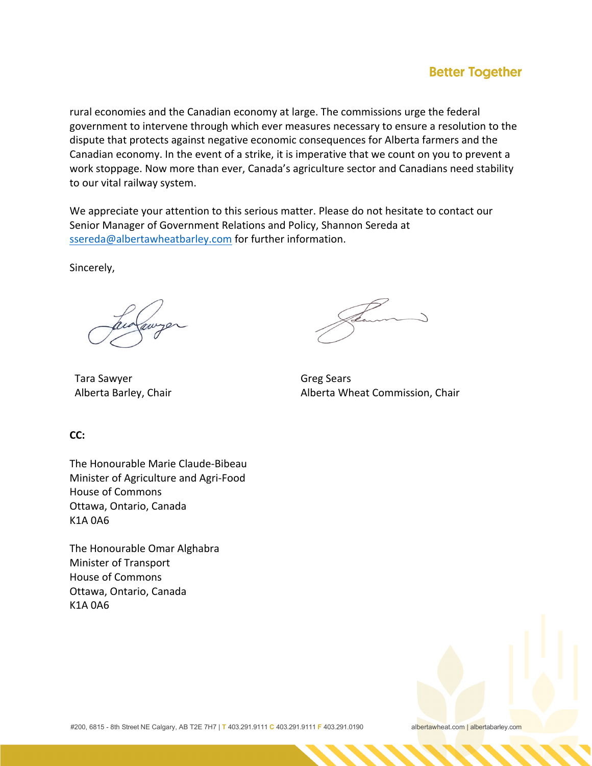rural economies and the Canadian economy at large. The commissions urge the federal government to intervene through which ever measures necessary to ensure a resolution to the dispute that protects against negative economic consequences for Alberta farmers and the Canadian economy. In the event of a strike, it is imperative that we count on you to prevent a work stoppage. Now more than ever, Canada's agriculture sector and Canadians need stability to our vital railway system.

We appreciate your attention to this serious matter. Please do not hesitate to contact our Senior Manager of Government Relations and Policy, Shannon Sereda at ssereda@albertawheatbarley.com for further information.

Sincerely,

Tara Sawyer
Alberta Barley, Chair

Greg Sears
Alberta Wheat Commission, Chair

**CC:**

The Honourable Marie Claude-Bibeau
Minister of Agriculture and Agri-Food
House of Commons
Ottawa, Ontario, Canada
K1A 0A6

The Honourable Omar Alghabra
Minister of Transport
House of Commons
Ottawa, Ontario, Canada
K1A 0A6